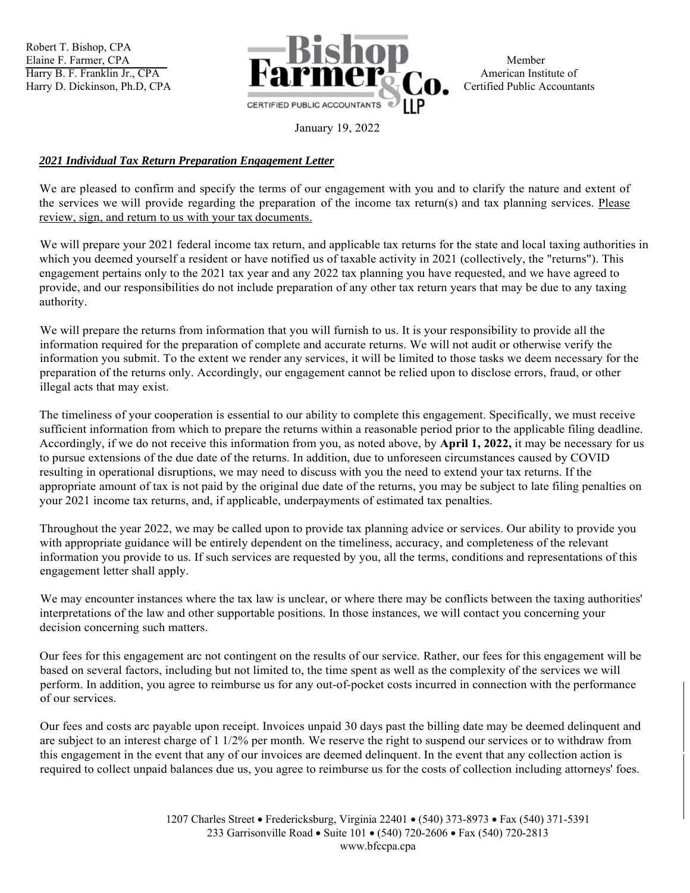Robert T. Bishop, CPA
Elaine F. Farmer, CPA
Harry B. F. Franklin Jr., CPA
Harry D. Dickinson, Ph.D, CPA

**Bishop Farmer & Co. LLP**
CERTIFIED PUBLIC ACCOUNTANTS

Member
American Institute of
Certified Public Accountants

January 19, 2022

***2021 Individual Tax Return Preparation Engagement Letter***

We are pleased to confirm and specify the terms of our engagement with you and to clarify the nature and extent of the services we will provide regarding the preparation of the income tax return(s) and tax planning services. Please review, sign, and return to us with your tax documents.

We will prepare your 2021 federal income tax return, and applicable tax returns for the state and local taxing authorities in which you deemed yourself a resident or have notified us of taxable activity in 2021 (collectively, the "returns"). This engagement pertains only to the 2021 tax year and any 2022 tax planning you have requested, and we have agreed to provide, and our responsibilities do not include preparation of any other tax return years that may be due to any taxing authority.

We will prepare the returns from information that you will furnish to us. It is your responsibility to provide all the information required for the preparation of complete and accurate returns. We will not audit or otherwise verify the information you submit. To the extent we render any services, it will be limited to those tasks we deem necessary for the preparation of the returns only. Accordingly, our engagement cannot be relied upon to disclose errors, fraud, or other illegal acts that may exist.

The timeliness of your cooperation is essential to our ability to complete this engagement. Specifically, we must receive sufficient information from which to prepare the returns within a reasonable period prior to the applicable filing deadline. Accordingly, if we do not receive this information from you, as noted above, by **April 1, 2022,** it may be necessary for us to pursue extensions of the due date of the returns. In addition, due to unforeseen circumstances caused by COVID resulting in operational disruptions, we may need to discuss with you the need to extend your tax returns. If the appropriate amount of tax is not paid by the original due date of the returns, you may be subject to late filing penalties on your 2021 income tax returns, and, if applicable, underpayments of estimated tax penalties.

Throughout the year 2022, we may be called upon to provide tax planning advice or services. Our ability to provide you with appropriate guidance will be entirely dependent on the timeliness, accuracy, and completeness of the relevant information you provide to us. If such services are requested by you, all the terms, conditions and representations of this engagement letter shall apply.

We may encounter instances where the tax law is unclear, or where there may be conflicts between the taxing authorities' interpretations of the law and other supportable positions. In those instances, we will contact you concerning your decision concerning such matters.

Our fees for this engagement arc not contingent on the results of our service. Rather, our fees for this engagement will be based on several factors, including but not limited to, the time spent as well as the complexity of the services we will perform. In addition, you agree to reimburse us for any out-of-pocket costs incurred in connection with the performance of our services.

Our fees and costs arc payable upon receipt. Invoices unpaid 30 days past the billing date may be deemed delinquent and are subject to an interest charge of 1 1/2% per month. We reserve the right to suspend our services or to withdraw from this engagement in the event that any of our invoices are deemed delinquent. In the event that any collection action is required to collect unpaid balances due us, you agree to reimburse us for the costs of collection including attorneys' foes.

1207 Charles Street • Fredericksburg, Virginia 22401 • (540) 373-8973 • Fax (540) 371-5391
233 Garrisonville Road • Suite 101 • (540) 720-2606 • Fax (540) 720-2813
www.bfccpa.cpa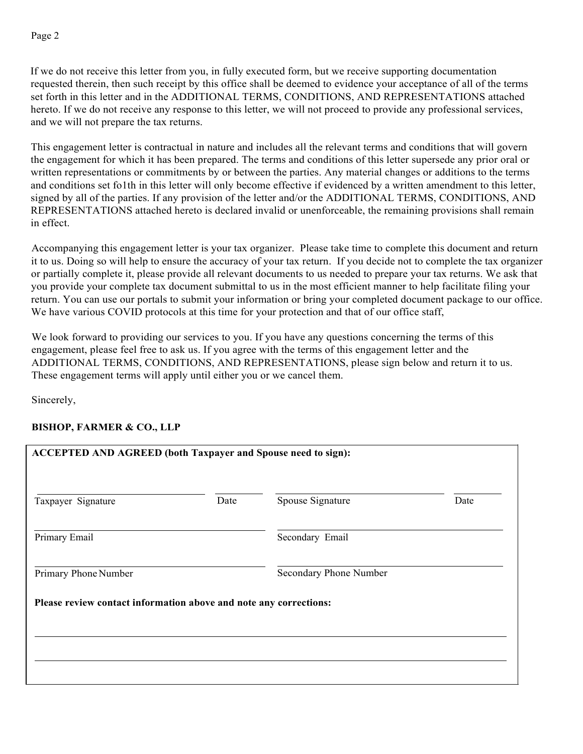If we do not receive this letter from you, in fully executed form, but we receive supporting documentation requested therein, then such receipt by this office shall be deemed to evidence your acceptance of all of the terms set forth in this letter and in the ADDITIONAL TERMS, CONDITIONS, AND REPRESENTATIONS attached hereto. If we do not receive any response to this letter, we will not proceed to provide any professional services, and we will not prepare the tax returns.

This engagement letter is contractual in nature and includes all the relevant terms and conditions that will govern the engagement for which it has been prepared. The terms and conditions of this letter supersede any prior oral or written representations or commitments by or between the parties. Any material changes or additions to the terms and conditions set fo1th in this letter will only become effective if evidenced by a written amendment to this letter, signed by all of the parties. If any provision of the letter and/or the ADDITIONAL TERMS, CONDITIONS, AND REPRESENTATIONS attached hereto is declared invalid or unenforceable, the remaining provisions shall remain in effect.

Accompanying this engagement letter is your tax organizer. Please take time to complete this document and return it to us. Doing so will help to ensure the accuracy of your tax return. If you decide not to complete the tax organizer or partially complete it, please provide all relevant documents to us needed to prepare your tax returns. We ask that you provide your complete tax document submittal to us in the most efficient manner to help facilitate filing your return. You can use our portals to submit your information or bring your completed document package to our office. We have various COVID protocols at this time for your protection and that of our office staff,

We look forward to providing our services to you. If you have any questions concerning the terms of this engagement, please feel free to ask us. If you agree with the terms of this engagement letter and the ADDITIONAL TERMS, CONDITIONS, AND REPRESENTATIONS, please sign below and return it to us. These engagement terms will apply until either you or we cancel them.

Sincerely,

**BISHOP, FARMER & CO., LLP**

**ACCEPTED AND AGREED (both Taxpayer and Spouse need to sign):**

| | | | |
|---|---|---|---|
| Taxpayer Signature | Date | Spouse Signature | Date |
| Primary Email | | Secondary Email | |
| Primary Phone Number | | Secondary Phone Number | |

**Please review contact information above and note any corrections:**

\_\_\_\_\_\_\_\_\_\_\_\_\_\_\_\_\_\_\_\_\_\_\_\_\_\_\_\_\_\_\_\_\_\_\_\_\_\_\_\_\_\_\_\_\_\_\_\_\_\_\_\_\_\_\_\_\_\_\_\_\_\_\_\_\_\_\_\_\_\_\_\_\_\_\_\_

\_\_\_\_\_\_\_\_\_\_\_\_\_\_\_\_\_\_\_\_\_\_\_\_\_\_\_\_\_\_\_\_\_\_\_\_\_\_\_\_\_\_\_\_\_\_\_\_\_\_\_\_\_\_\_\_\_\_\_\_\_\_\_\_\_\_\_\_\_\_\_\_\_\_\_\_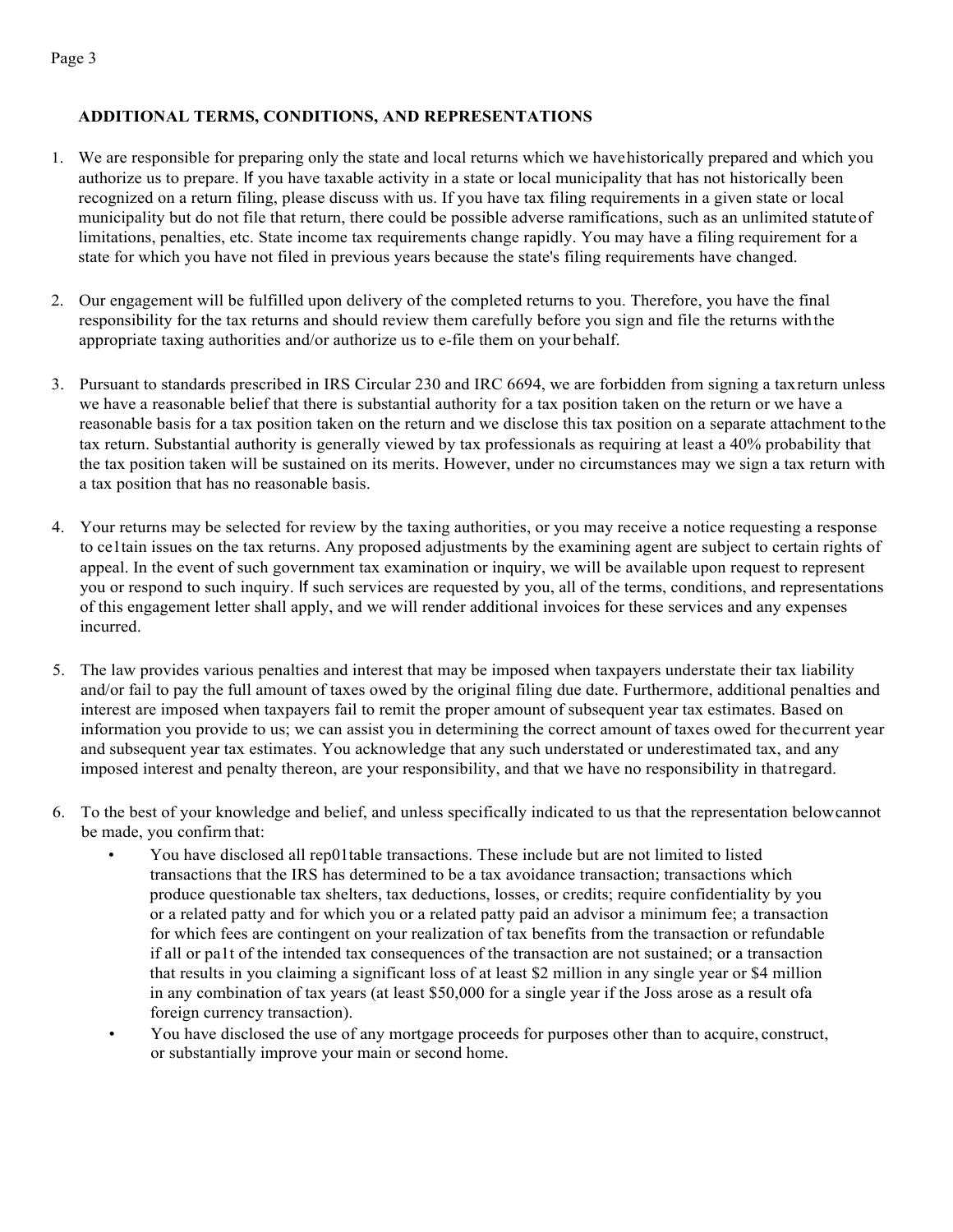## ADDITIONAL TERMS, CONDITIONS, AND REPRESENTATIONS

1. We are responsible for preparing only the state and local returns which we have historically prepared and which you authorize us to prepare. If you have taxable activity in a state or local municipality that has not historically been recognized on a return filing, please discuss with us. If you have tax filing requirements in a given state or local municipality but do not file that return, there could be possible adverse ramifications, such as an unlimited statute of limitations, penalties, etc. State income tax requirements change rapidly. You may have a filing requirement for a state for which you have not filed in previous years because the state's filing requirements have changed.

2. Our engagement will be fulfilled upon delivery of the completed returns to you. Therefore, you have the final responsibility for the tax returns and should review them carefully before you sign and file the returns with the appropriate taxing authorities and/or authorize us to e-file them on your behalf.

3. Pursuant to standards prescribed in IRS Circular 230 and IRC 6694, we are forbidden from signing a tax return unless we have a reasonable belief that there is substantial authority for a tax position taken on the return or we have a reasonable basis for a tax position taken on the return and we disclose this tax position on a separate attachment to the tax return. Substantial authority is generally viewed by tax professionals as requiring at least a 40% probability that the tax position taken will be sustained on its merits. However, under no circumstances may we sign a tax return with a tax position that has no reasonable basis.

4. Your returns may be selected for review by the taxing authorities, or you may receive a notice requesting a response to ce1tain issues on the tax returns. Any proposed adjustments by the examining agent are subject to certain rights of appeal. In the event of such government tax examination or inquiry, we will be available upon request to represent you or respond to such inquiry. If such services are requested by you, all of the terms, conditions, and representations of this engagement letter shall apply, and we will render additional invoices for these services and any expenses incurred.

5. The law provides various penalties and interest that may be imposed when taxpayers understate their tax liability and/or fail to pay the full amount of taxes owed by the original filing due date. Furthermore, additional penalties and interest are imposed when taxpayers fail to remit the proper amount of subsequent year tax estimates. Based on information you provide to us; we can assist you in determining the correct amount of taxes owed for the current year and subsequent year tax estimates. You acknowledge that any such understated or underestimated tax, and any imposed interest and penalty thereon, are your responsibility, and that we have no responsibility in that regard.

6. To the best of your knowledge and belief, and unless specifically indicated to us that the representation below cannot be made, you confirm that:
   - You have disclosed all rep01table transactions. These include but are not limited to listed transactions that the IRS has determined to be a tax avoidance transaction; transactions which produce questionable tax shelters, tax deductions, losses, or credits; require confidentiality by you or a related patty and for which you or a related patty paid an advisor a minimum fee; a transaction for which fees are contingent on your realization of tax benefits from the transaction or refundable if all or pa1t of the intended tax consequences of the transaction are not sustained; or a transaction that results in you claiming a significant loss of at least $2 million in any single year or $4 million in any combination of tax years (at least $50,000 for a single year if the Joss arose as a result ofa foreign currency transaction).
   - You have disclosed the use of any mortgage proceeds for purposes other than to acquire, construct, or substantially improve your main or second home.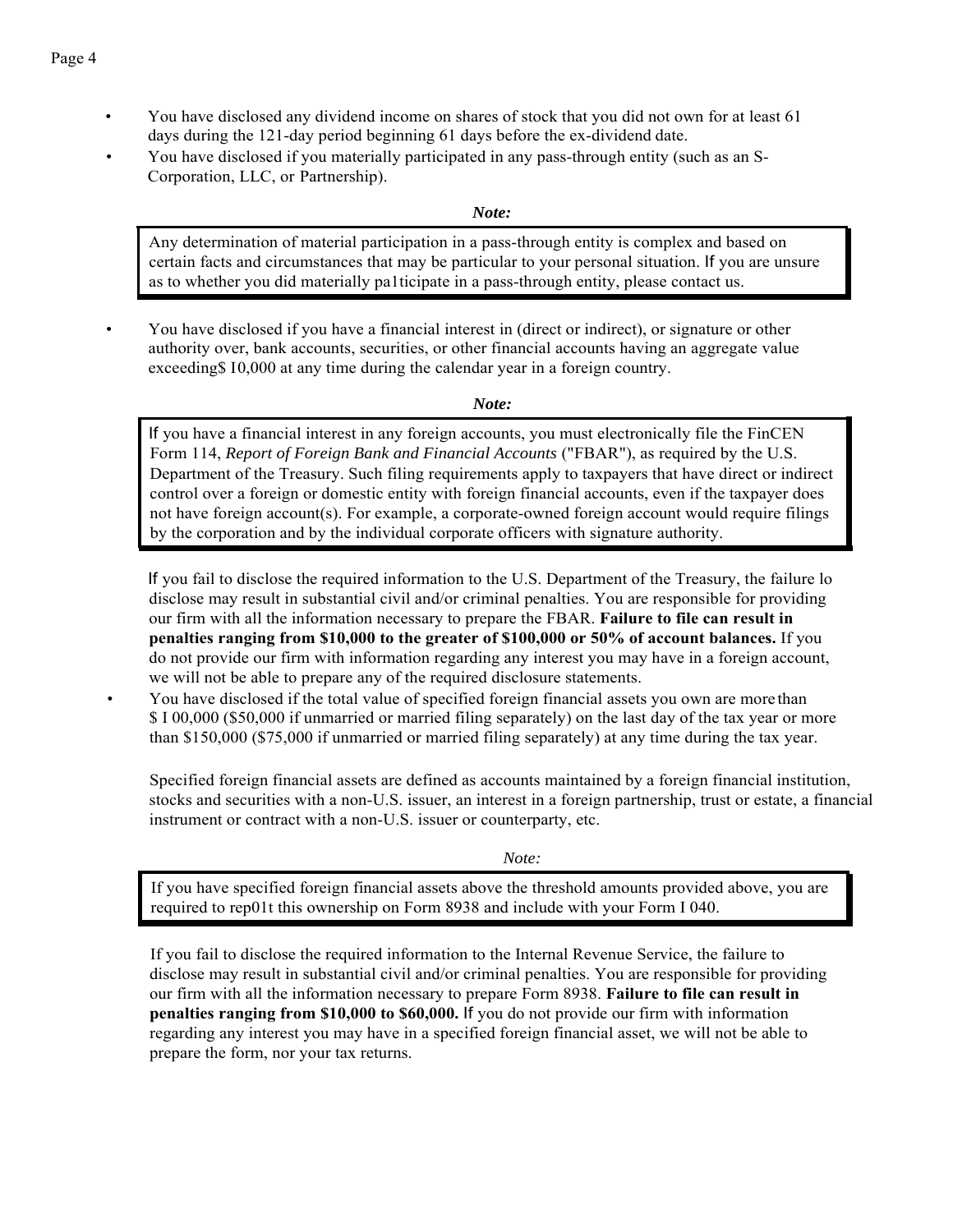- You have disclosed any dividend income on shares of stock that you did not own for at least 61 days during the 121-day period beginning 61 days before the ex-dividend date.
- You have disclosed if you materially participated in any pass-through entity (such as an S-Corporation, LLC, or Partnership).

***Note:***

> Any determination of material participation in a pass-through entity is complex and based on certain facts and circumstances that may be particular to your personal situation. If you are unsure as to whether you did materially pa1ticipate in a pass-through entity, please contact us.

- You have disclosed if you have a financial interest in (direct or indirect), or signature or other authority over, bank accounts, securities, or other financial accounts having an aggregate value exceeding$ I0,000 at any time during the calendar year in a foreign country.

***Note:***

> If you have a financial interest in any foreign accounts, you must electronically file the FinCEN Form 114, *Report of Foreign Bank and Financial Accounts* ("FBAR"), as required by the U.S. Department of the Treasury. Such filing requirements apply to taxpayers that have direct or indirect control over a foreign or domestic entity with foreign financial accounts, even if the taxpayer does not have foreign account(s). For example, a corporate-owned foreign account would require filings by the corporation and by the individual corporate officers with signature authority.

If you fail to disclose the required information to the U.S. Department of the Treasury, the failure lo disclose may result in substantial civil and/or criminal penalties. You are responsible for providing our firm with all the information necessary to prepare the FBAR. **Failure to file can result in penalties ranging from $10,000 to the greater of $100,000 or 50% of account balances.** If you do not provide our firm with information regarding any interest you may have in a foreign account, we will not be able to prepare any of the required disclosure statements.

- You have disclosed if the total value of specified foreign financial assets you own are more than $ I 00,000 ($50,000 if unmarried or married filing separately) on the last day of the tax year or more than $150,000 ($75,000 if unmarried or married filing separately) at any time during the tax year.

Specified foreign financial assets are defined as accounts maintained by a foreign financial institution, stocks and securities with a non-U.S. issuer, an interest in a foreign partnership, trust or estate, a financial instrument or contract with a non-U.S. issuer or counterparty, etc.

*Note:*

> If you have specified foreign financial assets above the threshold amounts provided above, you are required to rep01t this ownership on Form 8938 and include with your Form I 040.

If you fail to disclose the required information to the Internal Revenue Service, the failure to disclose may result in substantial civil and/or criminal penalties. You are responsible for providing our firm with all the information necessary to prepare Form 8938. **Failure to file can result in penalties ranging from $10,000 to $60,000.** If you do not provide our firm with information regarding any interest you may have in a specified foreign financial asset, we will not be able to prepare the form, nor your tax returns.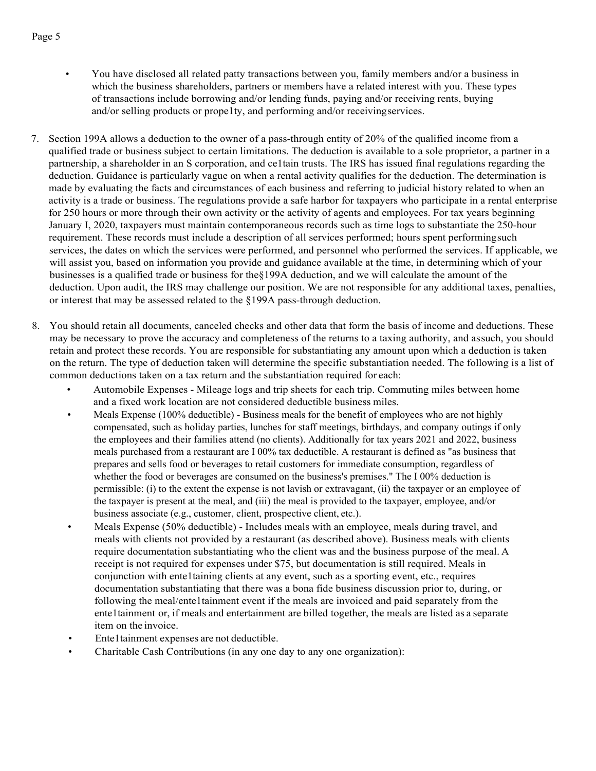- You have disclosed all related patty transactions between you, family members and/or a business in which the business shareholders, partners or members have a related interest with you. These types of transactions include borrowing and/or lending funds, paying and/or receiving rents, buying and/or selling products or prope1ty, and performing and/or receivingservices.

7. Section 199A allows a deduction to the owner of a pass-through entity of 20% of the qualified income from a qualified trade or business subject to certain limitations. The deduction is available to a sole proprietor, a partner in a partnership, a shareholder in an S corporation, and ce1tain trusts. The IRS has issued final regulations regarding the deduction. Guidance is particularly vague on when a rental activity qualifies for the deduction. The determination is made by evaluating the facts and circumstances of each business and referring to judicial history related to when an activity is a trade or business. The regulations provide a safe harbor for taxpayers who participate in a rental enterprise for 250 hours or more through their own activity or the activity of agents and employees. For tax years beginning January I, 2020, taxpayers must maintain contemporaneous records such as time logs to substantiate the 250-hour requirement. These records must include a description of all services performed; hours spent performingsuch services, the dates on which the services were performed, and personnel who performed the services. If applicable, we will assist you, based on information you provide and guidance available at the time, in determining which of your businesses is a qualified trade or business for the§199A deduction, and we will calculate the amount of the deduction. Upon audit, the IRS may challenge our position. We are not responsible for any additional taxes, penalties, or interest that may be assessed related to the §199A pass-through deduction.

8. You should retain all documents, canceled checks and other data that form the basis of income and deductions. These may be necessary to prove the accuracy and completeness of the returns to a taxing authority, and assuch, you should retain and protect these records. You are responsible for substantiating any amount upon which a deduction is taken on the return. The type of deduction taken will determine the specific substantiation needed. The following is a list of common deductions taken on a tax return and the substantiation required for each:
   - Automobile Expenses - Mileage logs and trip sheets for each trip. Commuting miles between home and a fixed work location are not considered deductible business miles.
   - Meals Expense (100% deductible) - Business meals for the benefit of employees who are not highly compensated, such as holiday parties, lunches for staff meetings, birthdays, and company outings if only the employees and their families attend (no clients). Additionally for tax years 2021 and 2022, business meals purchased from a restaurant are I 00% tax deductible. A restaurant is defined as "as business that prepares and sells food or beverages to retail customers for immediate consumption, regardless of whether the food or beverages are consumed on the business's premises." The I 00% deduction is permissible: (i) to the extent the expense is not lavish or extravagant, (ii) the taxpayer or an employee of the taxpayer is present at the meal, and (iii) the meal is provided to the taxpayer, employee, and/or business associate (e.g., customer, client, prospective client, etc.).
   - Meals Expense (50% deductible) - Includes meals with an employee, meals during travel, and meals with clients not provided by a restaurant (as described above). Business meals with clients require documentation substantiating who the client was and the business purpose of the meal. A receipt is not required for expenses under $75, but documentation is still required. Meals in conjunction with ente1taining clients at any event, such as a sporting event, etc., requires documentation substantiating that there was a bona fide business discussion prior to, during, or following the meal/ente1tainment event if the meals are invoiced and paid separately from the ente1tainment or, if meals and entertainment are billed together, the meals are listed as a separate item on the invoice.
   - Ente1tainment expenses are not deductible.
   - Charitable Cash Contributions (in any one day to any one organization):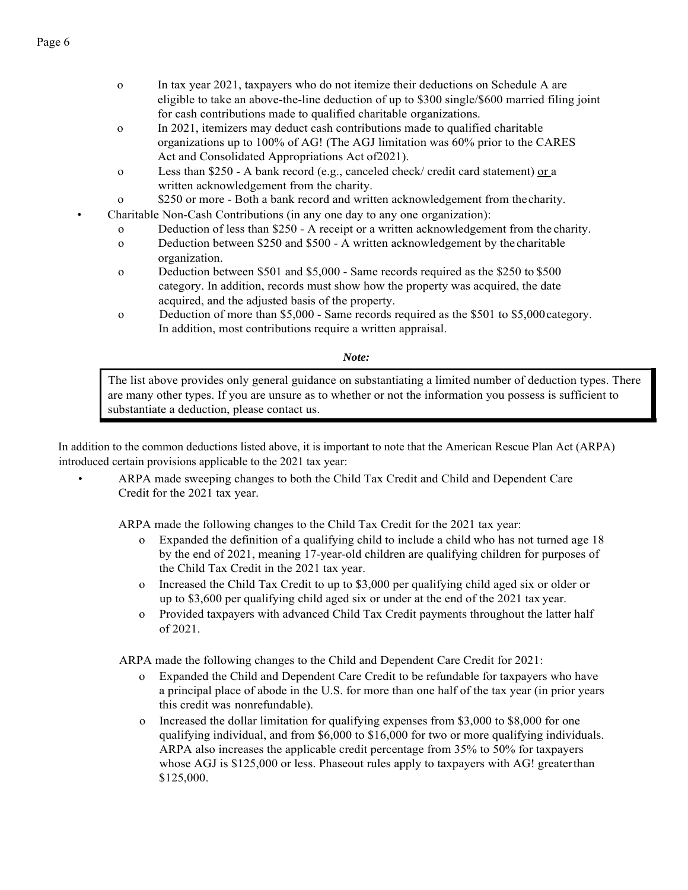- In tax year 2021, taxpayers who do not itemize their deductions on Schedule A are eligible to take an above-the-line deduction of up to $300 single/$600 married filing joint for cash contributions made to qualified charitable organizations.
- In 2021, itemizers may deduct cash contributions made to qualified charitable organizations up to 100% of AG! (The AGJ limitation was 60% prior to the CARES Act and Consolidated Appropriations Act of2021).
- Less than $250 - A bank record (e.g., canceled check/ credit card statement) <u>or</u> a written acknowledgement from the charity.
- $250 or more - Both a bank record and written acknowledgement from the charity.

- Charitable Non-Cash Contributions (in any one day to any one organization):
  - Deduction of less than $250 - A receipt or a written acknowledgement from the charity.
  - Deduction between $250 and $500 - A written acknowledgement by the charitable organization.
  - Deduction between $501 and $5,000 - Same records required as the $250 to $500 category. In addition, records must show how the property was acquired, the date acquired, and the adjusted basis of the property.
  - Deduction of more than $5,000 - Same records required as the $501 to $5,000 category. In addition, most contributions require a written appraisal.

***Note:***

> The list above provides only general guidance on substantiating a limited number of deduction types. There are many other types. If you are unsure as to whether or not the information you possess is sufficient to substantiate a deduction, please contact us.

In addition to the common deductions listed above, it is important to note that the American Rescue Plan Act (ARPA) introduced certain provisions applicable to the 2021 tax year:

- ARPA made sweeping changes to both the Child Tax Credit and Child and Dependent Care Credit for the 2021 tax year.

  ARPA made the following changes to the Child Tax Credit for the 2021 tax year:
  - Expanded the definition of a qualifying child to include a child who has not turned age 18 by the end of 2021, meaning 17-year-old children are qualifying children for purposes of the Child Tax Credit in the 2021 tax year.
  - Increased the Child Tax Credit to up to $3,000 per qualifying child aged six or older or up to $3,600 per qualifying child aged six or under at the end of the 2021 tax year.
  - Provided taxpayers with advanced Child Tax Credit payments throughout the latter half of 2021.

  ARPA made the following changes to the Child and Dependent Care Credit for 2021:
  - Expanded the Child and Dependent Care Credit to be refundable for taxpayers who have a principal place of abode in the U.S. for more than one half of the tax year (in prior years this credit was nonrefundable).
  - Increased the dollar limitation for qualifying expenses from $3,000 to $8,000 for one qualifying individual, and from $6,000 to $16,000 for two or more qualifying individuals. ARPA also increases the applicable credit percentage from 35% to 50% for taxpayers whose AGJ is $125,000 or less. Phaseout rules apply to taxpayers with AG! greater than $125,000.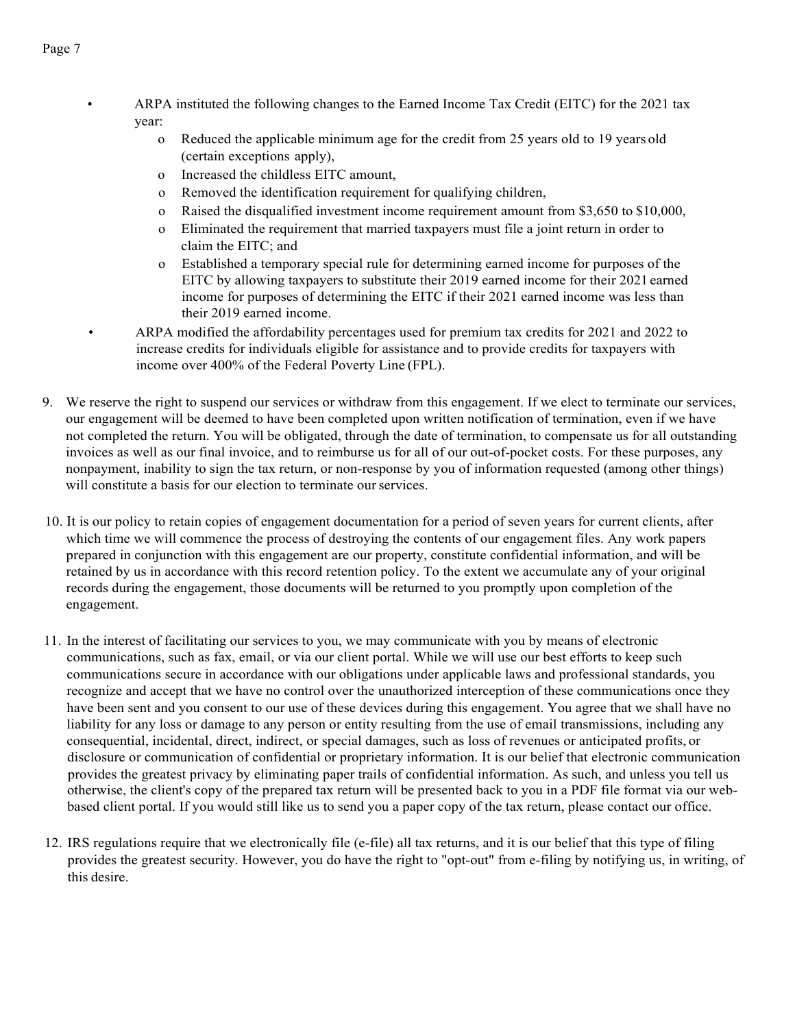- ARPA instituted the following changes to the Earned Income Tax Credit (EITC) for the 2021 tax year:
  - Reduced the applicable minimum age for the credit from 25 years old to 19 years old (certain exceptions apply),
  - Increased the childless EITC amount,
  - Removed the identification requirement for qualifying children,
  - Raised the disqualified investment income requirement amount from $3,650 to $10,000,
  - Eliminated the requirement that married taxpayers must file a joint return in order to claim the EITC; and
  - Established a temporary special rule for determining earned income for purposes of the EITC by allowing taxpayers to substitute their 2019 earned income for their 2021 earned income for purposes of determining the EITC if their 2021 earned income was less than their 2019 earned income.
- ARPA modified the affordability percentages used for premium tax credits for 2021 and 2022 to increase credits for individuals eligible for assistance and to provide credits for taxpayers with income over 400% of the Federal Poverty Line (FPL).

9. We reserve the right to suspend our services or withdraw from this engagement. If we elect to terminate our services, our engagement will be deemed to have been completed upon written notification of termination, even if we have not completed the return. You will be obligated, through the date of termination, to compensate us for all outstanding invoices as well as our final invoice, and to reimburse us for all of our out-of-pocket costs. For these purposes, any nonpayment, inability to sign the tax return, or non-response by you of information requested (among other things) will constitute a basis for our election to terminate our services.

10. It is our policy to retain copies of engagement documentation for a period of seven years for current clients, after which time we will commence the process of destroying the contents of our engagement files. Any work papers prepared in conjunction with this engagement are our property, constitute confidential information, and will be retained by us in accordance with this record retention policy. To the extent we accumulate any of your original records during the engagement, those documents will be returned to you promptly upon completion of the engagement.

11. In the interest of facilitating our services to you, we may communicate with you by means of electronic communications, such as fax, email, or via our client portal. While we will use our best efforts to keep such communications secure in accordance with our obligations under applicable laws and professional standards, you recognize and accept that we have no control over the unauthorized interception of these communications once they have been sent and you consent to our use of these devices during this engagement. You agree that we shall have no liability for any loss or damage to any person or entity resulting from the use of email transmissions, including any consequential, incidental, direct, indirect, or special damages, such as loss of revenues or anticipated profits, or disclosure or communication of confidential or proprietary information. It is our belief that electronic communication provides the greatest privacy by eliminating paper trails of confidential information. As such, and unless you tell us otherwise, the client's copy of the prepared tax return will be presented back to you in a PDF file format via our web-based client portal. If you would still like us to send you a paper copy of the tax return, please contact our office.

12. IRS regulations require that we electronically file (e-file) all tax returns, and it is our belief that this type of filing provides the greatest security. However, you do have the right to "opt-out" from e-filing by notifying us, in writing, of this desire.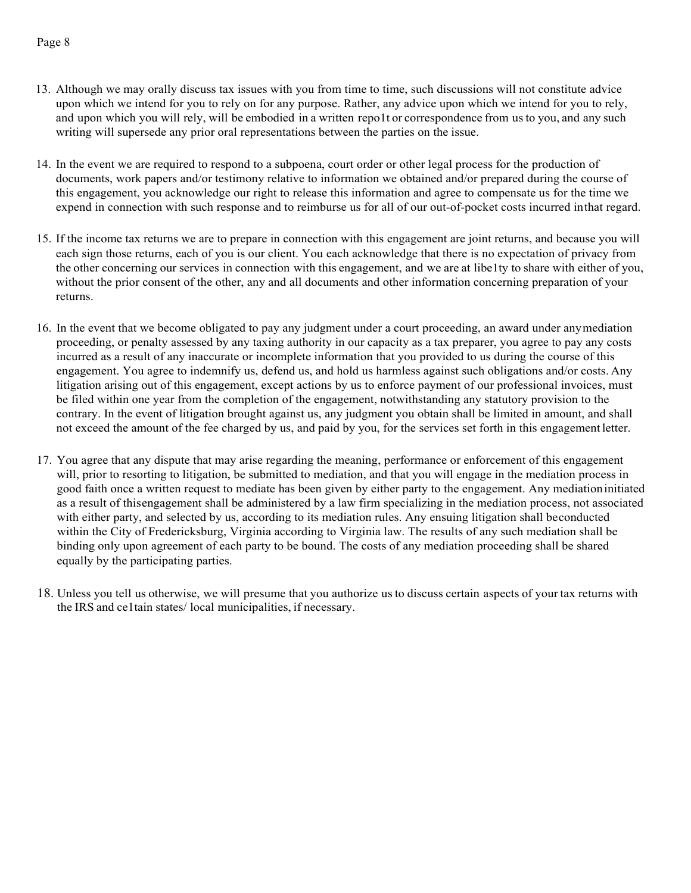13. Although we may orally discuss tax issues with you from time to time, such discussions will not constitute advice upon which we intend for you to rely on for any purpose. Rather, any advice upon which we intend for you to rely, and upon which you will rely, will be embodied in a written repo1t or correspondence from us to you, and any such writing will supersede any prior oral representations between the parties on the issue.

14. In the event we are required to respond to a subpoena, court order or other legal process for the production of documents, work papers and/or testimony relative to information we obtained and/or prepared during the course of this engagement, you acknowledge our right to release this information and agree to compensate us for the time we expend in connection with such response and to reimburse us for all of our out-of-pocket costs incurred inthat regard.

15. If the income tax returns we are to prepare in connection with this engagement are joint returns, and because you will each sign those returns, each of you is our client. You each acknowledge that there is no expectation of privacy from the other concerning our services in connection with this engagement, and we are at libe1ty to share with either of you, without the prior consent of the other, any and all documents and other information concerning preparation of your returns.

16. In the event that we become obligated to pay any judgment under a court proceeding, an award under anymediation proceeding, or penalty assessed by any taxing authority in our capacity as a tax preparer, you agree to pay any costs incurred as a result of any inaccurate or incomplete information that you provided to us during the course of this engagement. You agree to indemnify us, defend us, and hold us harmless against such obligations and/or costs. Any litigation arising out of this engagement, except actions by us to enforce payment of our professional invoices, must be filed within one year from the completion of the engagement, notwithstanding any statutory provision to the contrary. In the event of litigation brought against us, any judgment you obtain shall be limited in amount, and shall not exceed the amount of the fee charged by us, and paid by you, for the services set forth in this engagement letter.

17. You agree that any dispute that may arise regarding the meaning, performance or enforcement of this engagement will, prior to resorting to litigation, be submitted to mediation, and that you will engage in the mediation process in good faith once a written request to mediate has been given by either party to the engagement. Any mediationinitiated as a result of thisengagement shall be administered by a law firm specializing in the mediation process, not associated with either party, and selected by us, according to its mediation rules. Any ensuing litigation shall beconducted within the City of Fredericksburg, Virginia according to Virginia law. The results of any such mediation shall be binding only upon agreement of each party to be bound. The costs of any mediation proceeding shall be shared equally by the participating parties.

18. Unless you tell us otherwise, we will presume that you authorize us to discuss certain aspects of your tax returns with the IRS and ce1tain states/ local municipalities, if necessary.